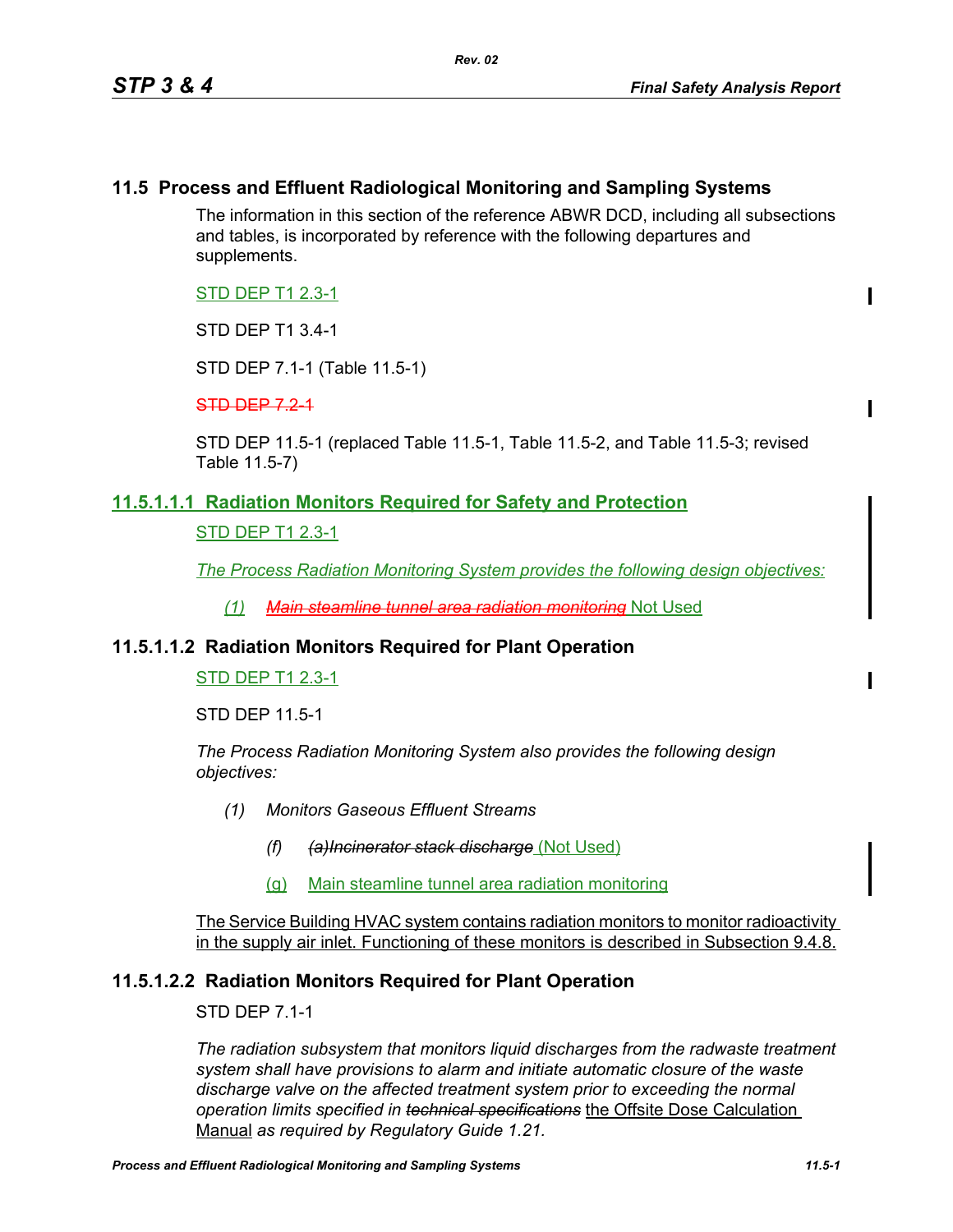## 11.5 Process and Effluent Radiological Monitoring and Sampling Systems

The information in this section of the reference ABWR DCD, including all subsections and tables, is incorporated by reference with the following departures and supplements.

STD DEP T1 2.3-1

STD DEP T1 3.4-1

STD DEP 7.1-1 (Table 11.5-1)

~~STD DEP 7.2-1~~

STD DEP 11.5-1 (replaced Table 11.5-1, Table 11.5-2, and Table 11.5-3; revised Table 11.5-7)

### 11.5.1.1.1 Radiation Monitors Required for Safety and Protection

STD DEP T1 2.3-1

*The Process Radiation Monitoring System provides the following design objectives:*

*(1)* ~~*Main steamline tunnel area radiation monitoring*~~ Not Used

### 11.5.1.1.2 Radiation Monitors Required for Plant Operation

STD DEP T1 2.3-1

STD DEP 11.5-1

*The Process Radiation Monitoring System also provides the following design objectives:*

*(1) Monitors Gaseous Effluent Streams*

*(f)* ~~*(a)Incinerator stack discharge*~~ (Not Used)

(g) Main steamline tunnel area radiation monitoring

The Service Building HVAC system contains radiation monitors to monitor radioactivity in the supply air inlet. Functioning of these monitors is described in Subsection 9.4.8.

### 11.5.1.2.2 Radiation Monitors Required for Plant Operation

STD DEP 7.1-1

*The radiation subsystem that monitors liquid discharges from the radwaste treatment system shall have provisions to alarm and initiate automatic closure of the waste discharge valve on the affected treatment system prior to exceeding the normal operation limits specified in* ~~*technical specifications*~~ the Offsite Dose Calculation Manual *as required by Regulatory Guide 1.21.*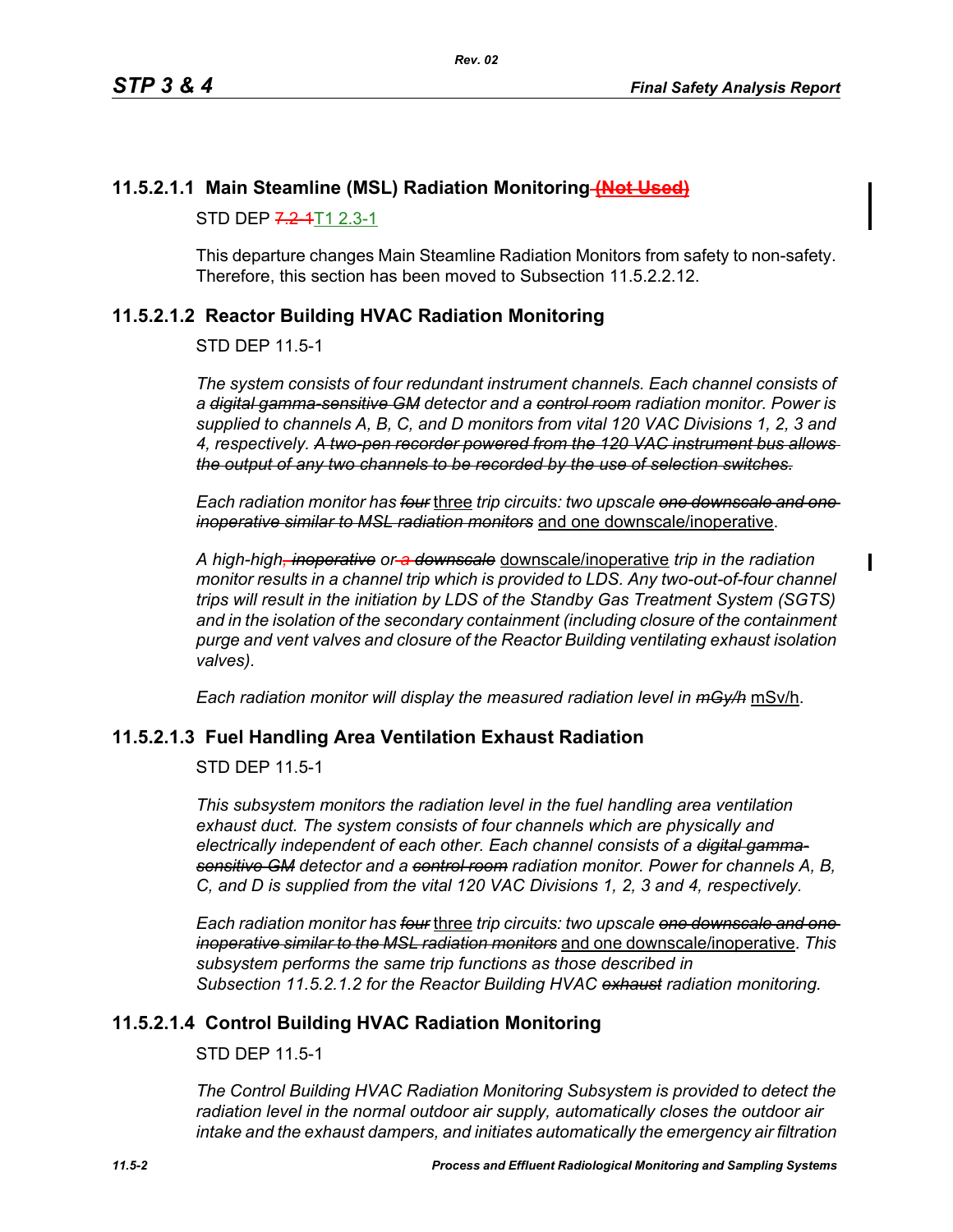### 11.5.2.1.1 Main Steamline (MSL) Radiation Monitoring ~~(Not Used)~~

STD DEP ~~7.2-1~~T1 2.3-1

This departure changes Main Steamline Radiation Monitors from safety to non-safety. Therefore, this section has been moved to Subsection 11.5.2.2.12.

### 11.5.2.1.2 Reactor Building HVAC Radiation Monitoring

STD DEP 11.5-1

*The system consists of four redundant instrument channels. Each channel consists of a ~~digital gamma-sensitive GM~~ detector and a ~~control room~~ radiation monitor. Power is supplied to channels A, B, C, and D monitors from vital 120 VAC Divisions 1, 2, 3 and 4, respectively. ~~A two-pen recorder powered from the 120 VAC instrument bus allows the output of any two channels to be recorded by the use of selection switches.~~*

*Each radiation monitor has ~~four~~* <u>three</u> *trip circuits: two upscale ~~one downscale and one inoperative similar to MSL radiation monitors~~* <u>and one downscale/inoperative</u>.

*A high-high~~, inoperative~~ or ~~a downscale~~* <u>downscale/inoperative</u> *trip in the radiation monitor results in a channel trip which is provided to LDS. Any two-out-of-four channel trips will result in the initiation by LDS of the Standby Gas Treatment System (SGTS) and in the isolation of the secondary containment (including closure of the containment purge and vent valves and closure of the Reactor Building ventilating exhaust isolation valves).*

*Each radiation monitor will display the measured radiation level in ~~mGy/h~~* <u>mSv/h</u>.

### 11.5.2.1.3 Fuel Handling Area Ventilation Exhaust Radiation

STD DEP 11.5-1

*This subsystem monitors the radiation level in the fuel handling area ventilation exhaust duct. The system consists of four channels which are physically and electrically independent of each other. Each channel consists of a ~~digital gamma-sensitive GM~~ detector and a ~~control room~~ radiation monitor. Power for channels A, B, C, and D is supplied from the vital 120 VAC Divisions 1, 2, 3 and 4, respectively.*

*Each radiation monitor has ~~four~~* <u>three</u> *trip circuits: two upscale ~~one downscale and one inoperative similar to the MSL radiation monitors~~* <u>and one downscale/inoperative</u>. *This subsystem performs the same trip functions as those described in Subsection 11.5.2.1.2 for the Reactor Building HVAC ~~exhaust~~ radiation monitoring.*

### 11.5.2.1.4 Control Building HVAC Radiation Monitoring

STD DEP 11.5-1

*The Control Building HVAC Radiation Monitoring Subsystem is provided to detect the radiation level in the normal outdoor air supply, automatically closes the outdoor air intake and the exhaust dampers, and initiates automatically the emergency air filtration*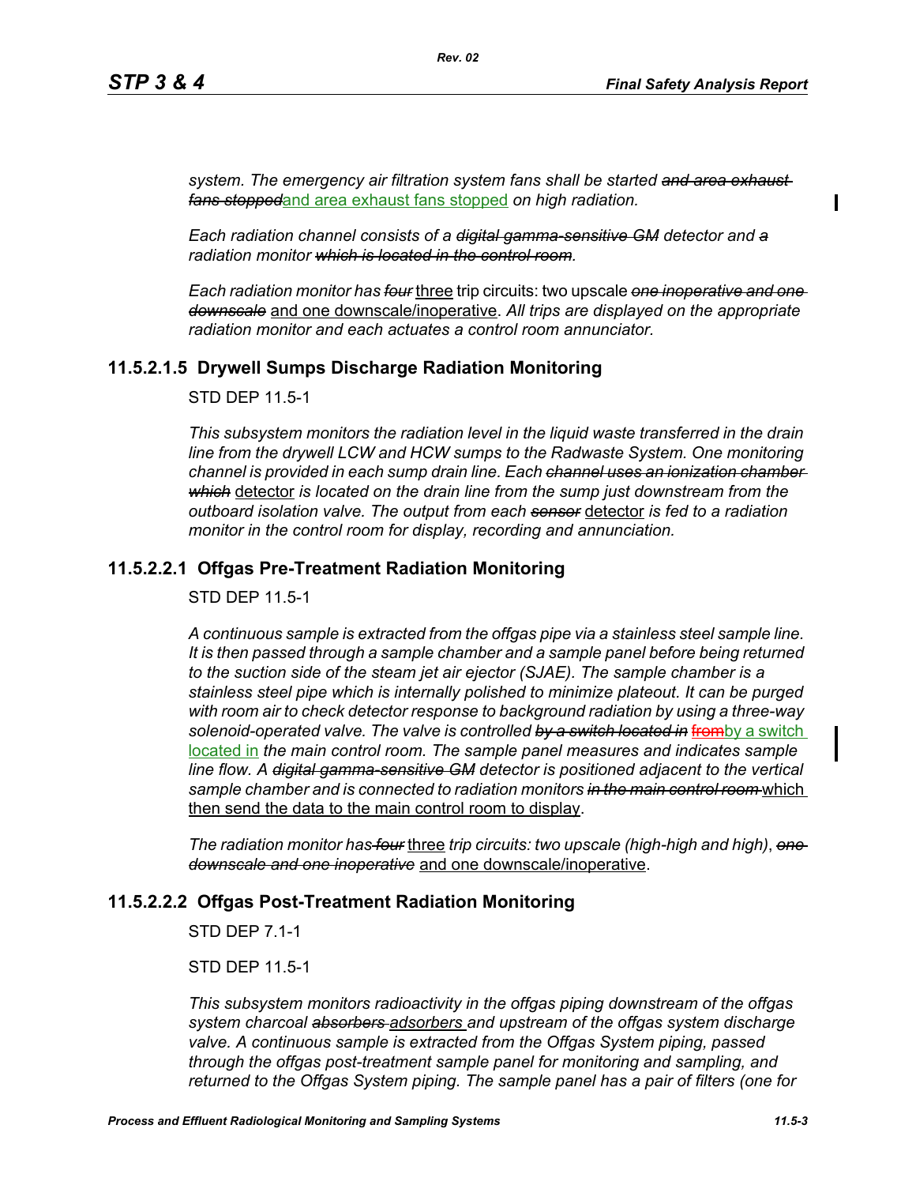*system. The emergency air filtration system fans shall be started ~~and area exhaust fans stopped~~*and area exhaust fans stopped *on high radiation.*

*Each radiation channel consists of a ~~digital gamma-sensitive GM~~ detector and ~~a~~ radiation monitor ~~which is located in the control room~~.*

*Each radiation monitor has ~~four~~* three trip circuits: two upscale *~~one inoperative and one downscale~~* and one downscale/inoperative. *All trips are displayed on the appropriate radiation monitor and each actuates a control room annunciator.*

### 11.5.2.1.5 Drywell Sumps Discharge Radiation Monitoring

STD DEP 11.5-1

*This subsystem monitors the radiation level in the liquid waste transferred in the drain line from the drywell LCW and HCW sumps to the Radwaste System. One monitoring channel is provided in each sump drain line. Each ~~channel uses an ionization chamber which~~* detector *is located on the drain line from the sump just downstream from the outboard isolation valve. The output from each ~~sensor~~* detector *is fed to a radiation monitor in the control room for display, recording and annunciation.*

### 11.5.2.2.1 Offgas Pre-Treatment Radiation Monitoring

STD DEP 11.5-1

*A continuous sample is extracted from the offgas pipe via a stainless steel sample line. It is then passed through a sample chamber and a sample panel before being returned to the suction side of the steam jet air ejector (SJAE). The sample chamber is a stainless steel pipe which is internally polished to minimize plateout. It can be purged with room air to check detector response to background radiation by using a three-way solenoid-operated valve. The valve is controlled ~~by a switch located in~~* ~~from~~by a switch located in *the main control room. The sample panel measures and indicates sample line flow. A ~~digital gamma-sensitive GM~~ detector is positioned adjacent to the vertical sample chamber and is connected to radiation monitors ~~in the main control room~~* which then send the data to the main control room to display.

*The radiation monitor has ~~four~~* three *trip circuits: two upscale (high-high and high), ~~one downscale and one inoperative~~* and one downscale/inoperative.

### 11.5.2.2.2 Offgas Post-Treatment Radiation Monitoring

STD DEP 7.1-1

STD DEP 11.5-1

*This subsystem monitors radioactivity in the offgas piping downstream of the offgas system charcoal ~~absorbers~~ adsorbers and upstream of the offgas system discharge valve. A continuous sample is extracted from the Offgas System piping, passed through the offgas post-treatment sample panel for monitoring and sampling, and returned to the Offgas System piping. The sample panel has a pair of filters (one for*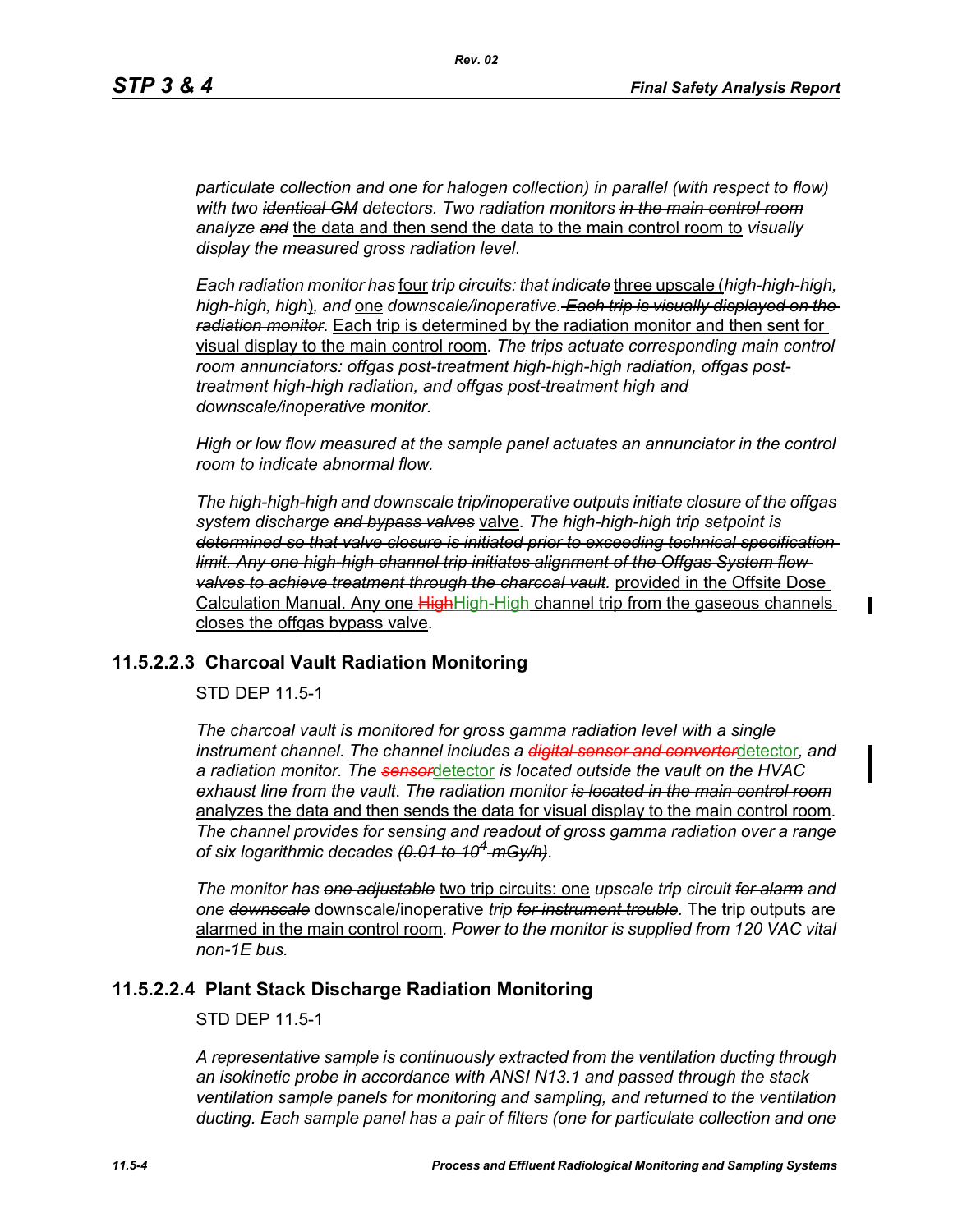*particulate collection and one for halogen collection) in parallel (with respect to flow) with two* ~~*identical GM*~~ *detectors. Two radiation monitors* ~~*in the main control room*~~ *analyze* ~~*and*~~ the data and then send the data to the main control room to *visually display the measured gross radiation level.*

*Each radiation monitor has* four *trip circuits:* ~~*that indicate*~~ three upscale (*high-high-high, high-high, high*)*, and* one *downscale/inoperative.* ~~*Each trip is visually displayed on the radiation monitor*~~. Each trip is determined by the radiation monitor and then sent for visual display to the main control room. *The trips actuate corresponding main control room annunciators: offgas post-treatment high-high-high radiation, offgas post-treatment high-high radiation, and offgas post-treatment high and downscale/inoperative monitor.*

*High or low flow measured at the sample panel actuates an annunciator in the control room to indicate abnormal flow.*

*The high-high-high and downscale trip/inoperative outputs initiate closure of the offgas system discharge* ~~*and bypass valves*~~ valve. *The high-high-high trip setpoint is* ~~*determined so that valve closure is initiated prior to exceeding technical specification limit. Any one high-high channel trip initiates alignment of the Offgas System flow valves to achieve treatment through the charcoal vault.*~~ provided in the Offsite Dose Calculation Manual. Any one ~~High~~High-High channel trip from the gaseous channels closes the offgas bypass valve.

### 11.5.2.2.3 Charcoal Vault Radiation Monitoring

STD DEP 11.5-1

*The charcoal vault is monitored for gross gamma radiation level with a single instrument channel. The channel includes a* ~~*digital sensor and converter*~~detector*, and a radiation monitor. The* ~~*sensor*~~detector *is located outside the vault on the HVAC exhaust line from the vault. The radiation monitor* ~~*is located in the main control room*~~ analyzes the data and then sends the data for visual display to the main control room. *The channel provides for sensing and readout of gross gamma radiation over a range of six logarithmic decades* ~~*(0.01 to $10^4$ mGy/h)*~~.

*The monitor has* ~~*one adjustable*~~ two trip circuits: one *upscale trip circuit* ~~*for alarm*~~ *and one* ~~*downscale*~~ downscale/inoperative *trip* ~~*for instrument trouble.*~~ The trip outputs are alarmed in the main control room. *Power to the monitor is supplied from 120 VAC vital non-1E bus.*

### 11.5.2.2.4 Plant Stack Discharge Radiation Monitoring

STD DEP 11.5-1

*A representative sample is continuously extracted from the ventilation ducting through an isokinetic probe in accordance with ANSI N13.1 and passed through the stack ventilation sample panels for monitoring and sampling, and returned to the ventilation ducting. Each sample panel has a pair of filters (one for particulate collection and one*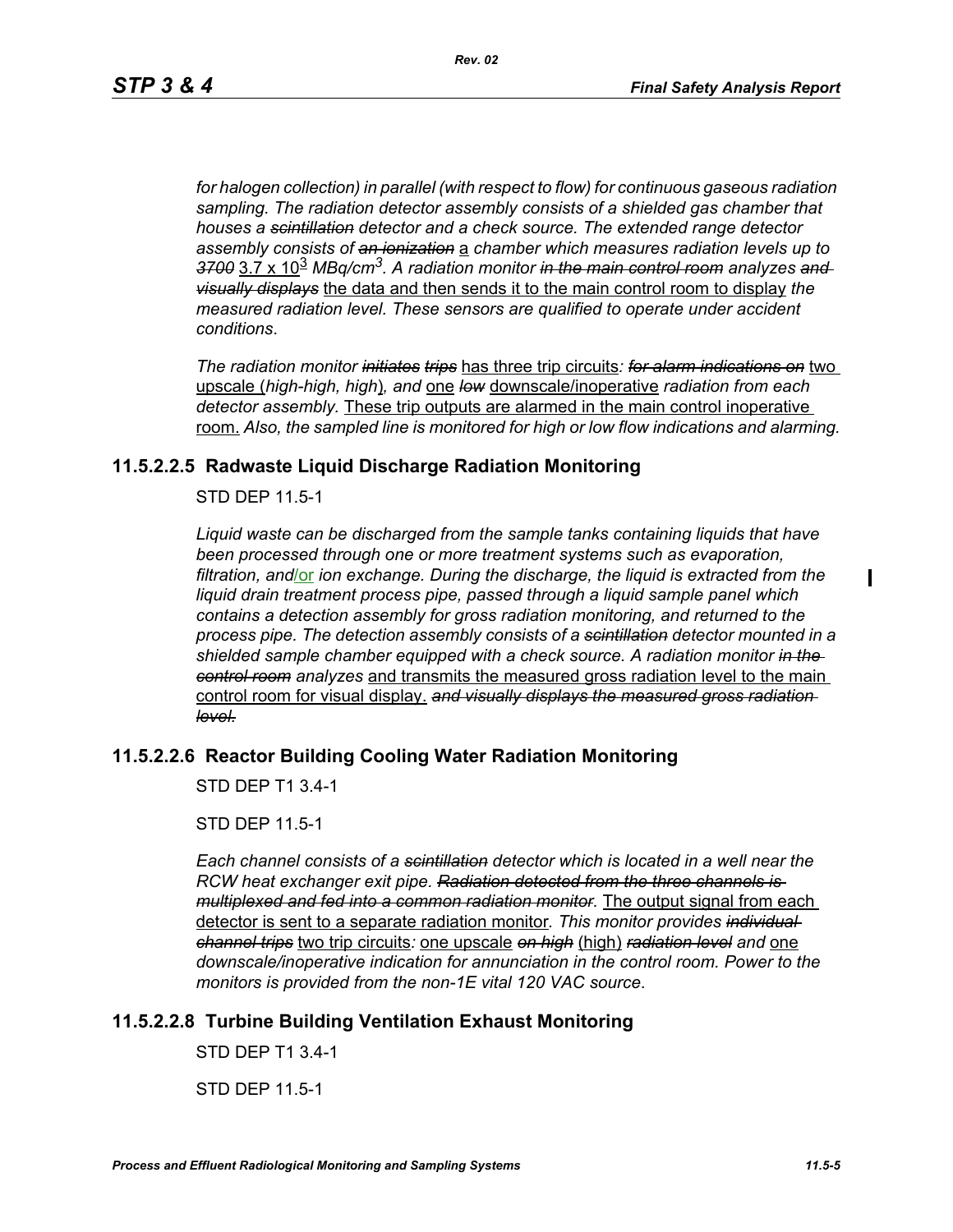*for halogen collection) in parallel (with respect to flow) for continuous gaseous radiation sampling. The radiation detector assembly consists of a shielded gas chamber that houses a ~~scintillation~~ detector and a check source. The extended range detector assembly consists of ~~an ionization~~* a *chamber which measures radiation levels up to ~~3700~~* 3.7 x $10^3$ *MBq/$cm^3$. A radiation monitor ~~in the main control room~~ analyzes ~~and visually displays~~* the data and then sends it to the main control room to display *the measured radiation level. These sensors are qualified to operate under accident conditions*.

*The radiation monitor ~~initiates~~ ~~trips~~* has three trip circuits*: ~~for alarm indications on~~* two upscale (*high-high, high*)*, and* one *~~low~~* downscale/inoperative *radiation from each detector assembly.* These trip outputs are alarmed in the main control inoperative room. *Also, the sampled line is monitored for high or low flow indications and alarming.*

## 11.5.2.2.5 Radwaste Liquid Discharge Radiation Monitoring

STD DEP 11.5-1

*Liquid waste can be discharged from the sample tanks containing liquids that have been processed through one or more treatment systems such as evaporation, filtration, and/or ion exchange. During the discharge, the liquid is extracted from the liquid drain treatment process pipe, passed through a liquid sample panel which contains a detection assembly for gross radiation monitoring, and returned to the process pipe. The detection assembly consists of a ~~scintillation~~ detector mounted in a shielded sample chamber equipped with a check source. A radiation monitor ~~in the control room~~ analyzes* and transmits the measured gross radiation level to the main control room for visual display. *~~and visually displays the measured gross radiation level.~~*

## 11.5.2.2.6 Reactor Building Cooling Water Radiation Monitoring

STD DEP T1 3.4-1

STD DEP 11.5-1

*Each channel consists of a ~~scintillation~~ detector which is located in a well near the RCW heat exchanger exit pipe. ~~Radiation detected from the three channels is multiplexed and fed into a common radiation monitor.~~* The output signal from each detector is sent to a separate radiation monitor*. This monitor provides ~~individual channel trips~~* two trip circuits*:* one upscale *~~on high~~* (high) *~~radiation level~~ and* one *downscale/inoperative indication for annunciation in the control room. Power to the monitors is provided from the non-1E vital 120 VAC source*.

## 11.5.2.2.8 Turbine Building Ventilation Exhaust Monitoring

STD DEP T1 3.4-1

STD DEP 11.5-1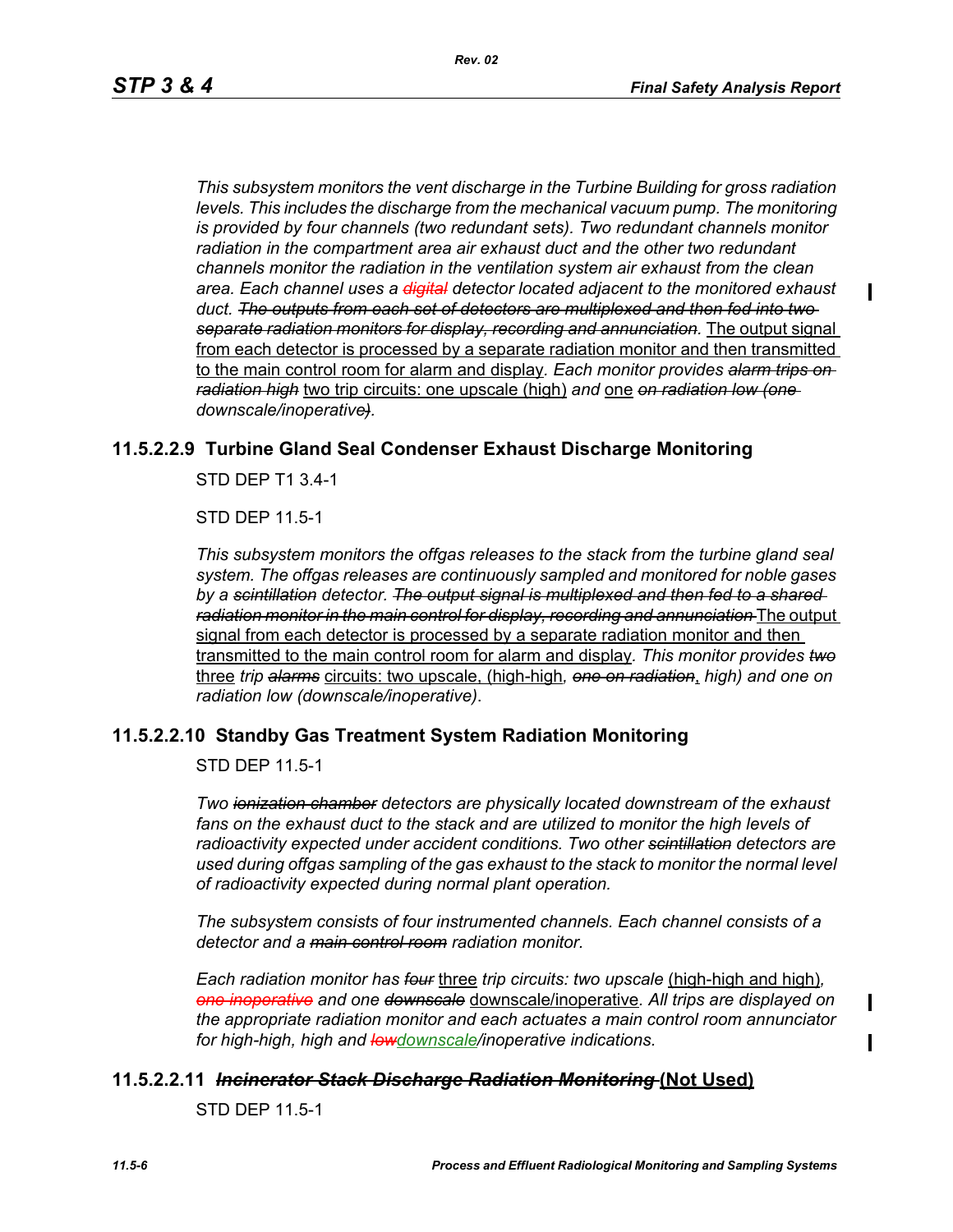*This subsystem monitors the vent discharge in the Turbine Building for gross radiation levels. This includes the discharge from the mechanical vacuum pump. The monitoring is provided by four channels (two redundant sets). Two redundant channels monitor radiation in the compartment area air exhaust duct and the other two redundant channels monitor the radiation in the ventilation system air exhaust from the clean area. Each channel uses a ~~digital~~ detector located adjacent to the monitored exhaust duct. ~~The outputs from each set of detectors are multiplexed and then fed into two separate radiation monitors for display, recording and annunciation.~~* The output signal from each detector is processed by a separate radiation monitor and then transmitted to the main control room for alarm and display. *Each monitor provides ~~alarm trips on radiation high~~* two trip circuits: one upscale (high) *and* one *~~on radiation low (one~~ downscale/inoperative~~)~~.*

### 11.5.2.2.9 Turbine Gland Seal Condenser Exhaust Discharge Monitoring

STD DEP T1 3.4-1

STD DEP 11.5-1

*This subsystem monitors the offgas releases to the stack from the turbine gland seal system. The offgas releases are continuously sampled and monitored for noble gases by a ~~scintillation~~ detector. ~~The output signal is multiplexed and then fed to a shared radiation monitor in the main control for display, recording and annunciation~~* The output signal from each detector is processed by a separate radiation monitor and then transmitted to the main control room for alarm and display*. This monitor provides ~~two~~* three *trip ~~alarms~~* circuits: two upscale, (high-high*, ~~one on radiation~~*, *high) and one on radiation low (downscale/inoperative).*

### 11.5.2.2.10 Standby Gas Treatment System Radiation Monitoring

STD DEP 11.5-1

*Two ~~ionization chamber~~ detectors are physically located downstream of the exhaust fans on the exhaust duct to the stack and are utilized to monitor the high levels of radioactivity expected under accident conditions. Two other ~~scintillation~~ detectors are used during offgas sampling of the gas exhaust to the stack to monitor the normal level of radioactivity expected during normal plant operation.*

*The subsystem consists of four instrumented channels. Each channel consists of a detector and a ~~main control room~~ radiation monitor.*

*Each radiation monitor has ~~four~~* three *trip circuits: two upscale* (high-high and high)*, ~~one inoperative~~ and one ~~downscale~~* downscale/inoperative*. All trips are displayed on the appropriate radiation monitor and each actuates a main control room annunciator for high-high, high and ~~low~~*downscale*/inoperative indications.*

### 11.5.2.2.11 ~~*Incinerator Stack Discharge Radiation Monitoring*~~ (Not Used)

STD DEP 11.5-1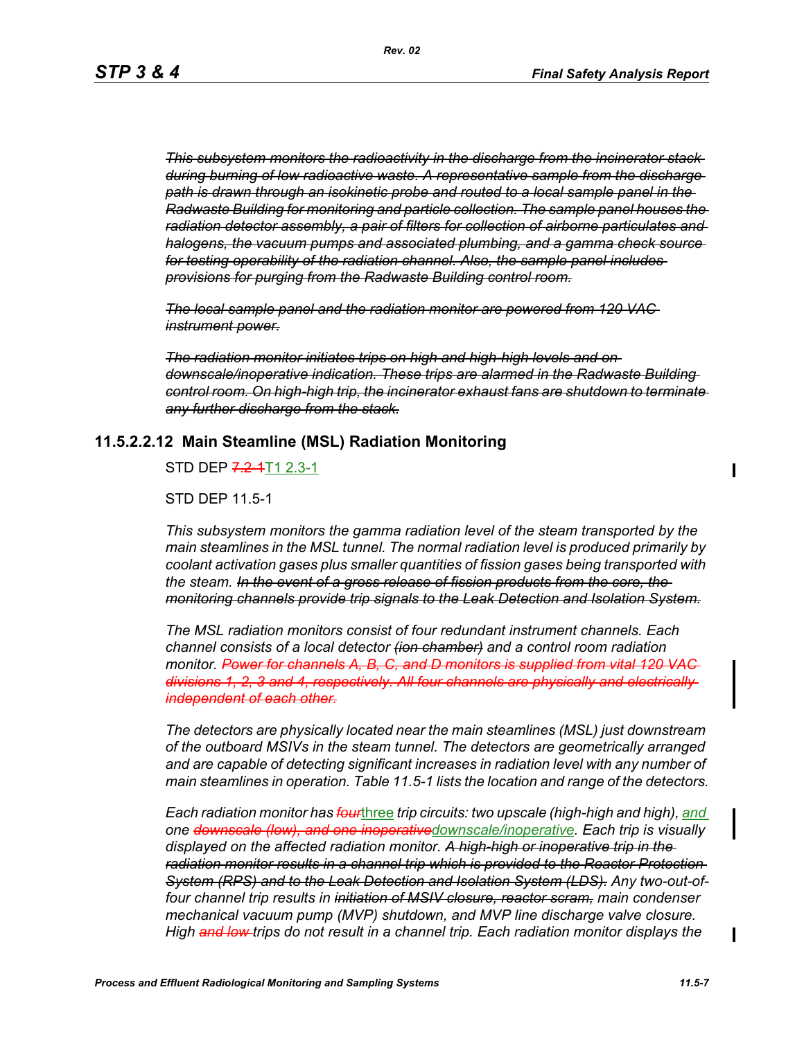~~*This subsystem monitors the radioactivity in the discharge from the incinerator stack during burning of low radioactive waste. A representative sample from the discharge path is drawn through an isokinetic probe and routed to a local sample panel in the Radwaste Building for monitoring and particle collection. The sample panel houses the radiation detector assembly, a pair of filters for collection of airborne particulates and halogens, the vacuum pumps and associated plumbing, and a gamma check source for testing operability of the radiation channel. Also, the sample panel includes provisions for purging from the Radwaste Building control room.*~~

~~*The local sample panel and the radiation monitor are powered from 120 VAC instrument power.*~~

~~*The radiation monitor initiates trips on high and high-high levels and on downscale/inoperative indication. These trips are alarmed in the Radwaste Building control room. On high-high trip, the incinerator exhaust fans are shutdown to terminate any further discharge from the stack.*~~

### 11.5.2.2.12 Main Steamline (MSL) Radiation Monitoring

STD DEP ~~7.2-1~~T1 2.3-1

STD DEP 11.5-1

*This subsystem monitors the gamma radiation level of the steam transported by the main steamlines in the MSL tunnel. The normal radiation level is produced primarily by coolant activation gases plus smaller quantities of fission gases being transported with the steam.* ~~*In the event of a gross release of fission products from the core, the monitoring channels provide trip signals to the Leak Detection and Isolation System.*~~

*The MSL radiation monitors consist of four redundant instrument channels. Each channel consists of a local detector* ~~*(ion chamber)*~~ *and a control room radiation monitor.* ~~*Power for channels A, B, C, and D monitors is supplied from vital 120 VAC divisions 1, 2, 3 and 4, respectively. All four channels are physically and electrically independent of each other.*~~

*The detectors are physically located near the main steamlines (MSL) just downstream of the outboard MSIVs in the steam tunnel. The detectors are geometrically arranged and are capable of detecting significant increases in radiation level with any number of main steamlines in operation. Table 11.5-1 lists the location and range of the detectors.*

*Each radiation monitor has* ~~*four*~~three *trip circuits: two upscale (high-high and high),* and *one* ~~*downscale (low), and one inoperative*~~downscale/inoperative*. Each trip is visually displayed on the affected radiation monitor.* ~~*A high-high or inoperative trip in the radiation monitor results in a channel trip which is provided to the Reactor Protection System (RPS) and to the Leak Detection and Isolation System (LDS).*~~ *Any two-out-of-four channel trip results in* ~~*initiation of MSIV closure, reactor scram,*~~ *main condenser mechanical vacuum pump (MVP) shutdown, and MVP line discharge valve closure. High* ~~*and low*~~ *trips do not result in a channel trip. Each radiation monitor displays the*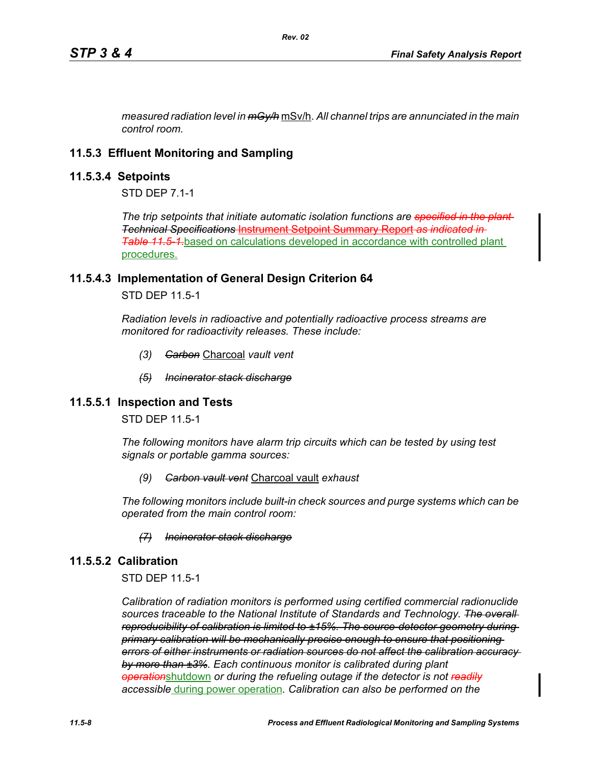*measured radiation level in ~~mGy/h~~* mSv/h. *All channel trips are annunciated in the main control room.*

## 11.5.3 Effluent Monitoring and Sampling

### 11.5.3.4 Setpoints

STD DEP 7.1-1

*The trip setpoints that initiate automatic isolation functions are ~~specified in the plant Technical Specifications~~* ~~Instrument Setpoint Summary Report~~ *~~as indicated in Table 11.5-1.~~*based on calculations developed in accordance with controlled plant procedures.

### 11.5.4.3 Implementation of General Design Criterion 64

STD DEP 11.5-1

*Radiation levels in radioactive and potentially radioactive process streams are monitored for radioactivity releases. These include:*

*(3) ~~Carbon~~* Charcoal *vault vent*

*~~(5) Incinerator stack discharge~~*

### 11.5.5.1 Inspection and Tests

STD DEP 11.5-1

*The following monitors have alarm trip circuits which can be tested by using test signals or portable gamma sources:*

*(9) ~~Carbon vault vent~~* Charcoal vault *exhaust*

*The following monitors include built-in check sources and purge systems which can be operated from the main control room:*

*~~(7) Incinerator stack discharge~~*

### 11.5.5.2 Calibration

STD DEP 11.5-1

*Calibration of radiation monitors is performed using certified commercial radionuclide sources traceable to the National Institute of Standards and Technology. ~~The overall reproducibility of calibration is limited to ±15%. The source-detector geometry during primary calibration will be mechanically precise enough to ensure that positioning errors of either instruments or radiation sources do not affect the calibration accuracy by more than ±3%~~. Each continuous monitor is calibrated during plant ~~operation~~*shutdown *or during the refueling outage if the detector is not ~~readily~~ accessible* during power operation. *Calibration can also be performed on the*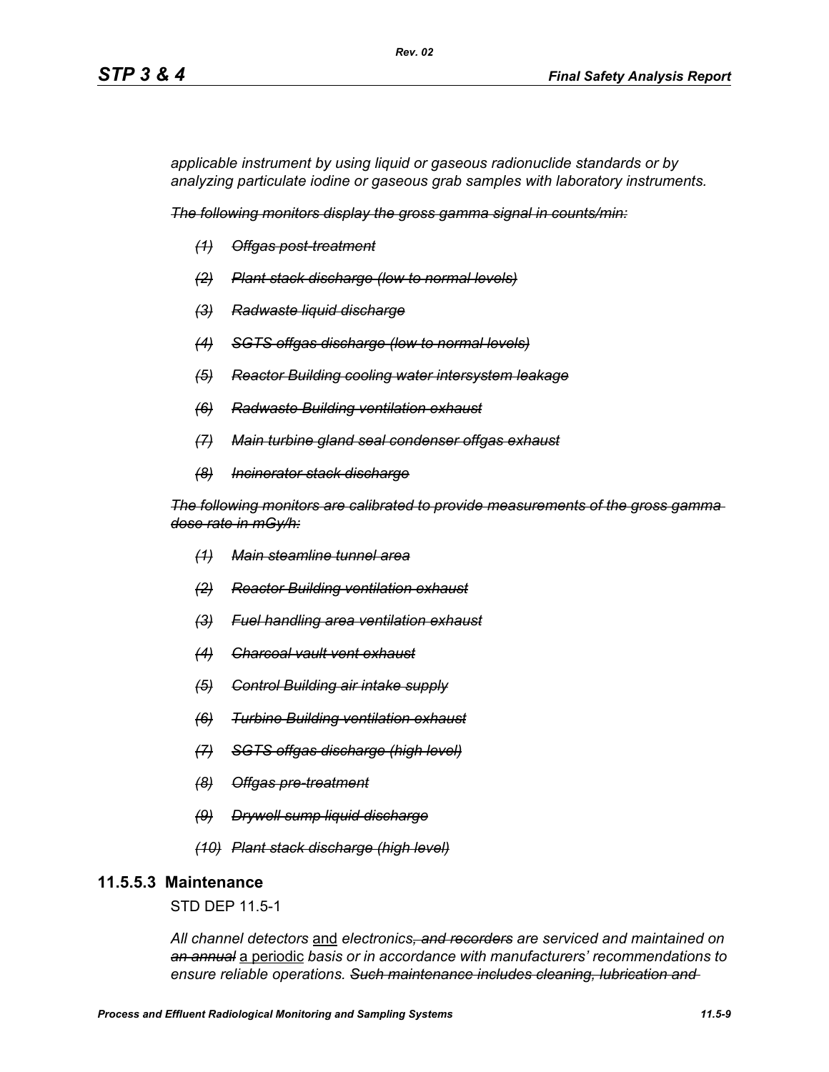*applicable instrument by using liquid or gaseous radionuclide standards or by analyzing particulate iodine or gaseous grab samples with laboratory instruments.*

~~*The following monitors display the gross gamma signal in counts/min:*~~

~~*(1) Offgas post-treatment*~~

~~*(2) Plant stack discharge (low to normal levels)*~~

~~*(3) Radwaste liquid discharge*~~

~~*(4) SGTS offgas discharge (low to normal levels)*~~

~~*(5) Reactor Building cooling water intersystem leakage*~~

~~*(6) Radwaste Building ventilation exhaust*~~

~~*(7) Main turbine gland seal condenser offgas exhaust*~~

~~*(8) Incinerator stack discharge*~~

~~*The following monitors are calibrated to provide measurements of the gross gamma dose rate in mGy/h:*~~

~~*(1) Main steamline tunnel area*~~

~~*(2) Reactor Building ventilation exhaust*~~

~~*(3) Fuel handling area ventilation exhaust*~~

~~*(4) Charcoal vault vent exhaust*~~

~~*(5) Control Building air intake supply*~~

~~*(6) Turbine Building ventilation exhaust*~~

~~*(7) SGTS offgas discharge (high level)*~~

~~*(8) Offgas pre-treatment*~~

~~*(9) Drywell sump liquid discharge*~~

~~*(10) Plant stack discharge (high level)*~~

### 11.5.5.3 Maintenance

STD DEP 11.5-1

*All channel detectors* <u>and</u> *electronics*~~*, and recorders*~~ *are serviced and maintained on* ~~*an annual*~~ <u>a periodic</u> *basis or in accordance with manufacturers' recommendations to ensure reliable operations.* ~~*Such maintenance includes cleaning, lubrication and*~~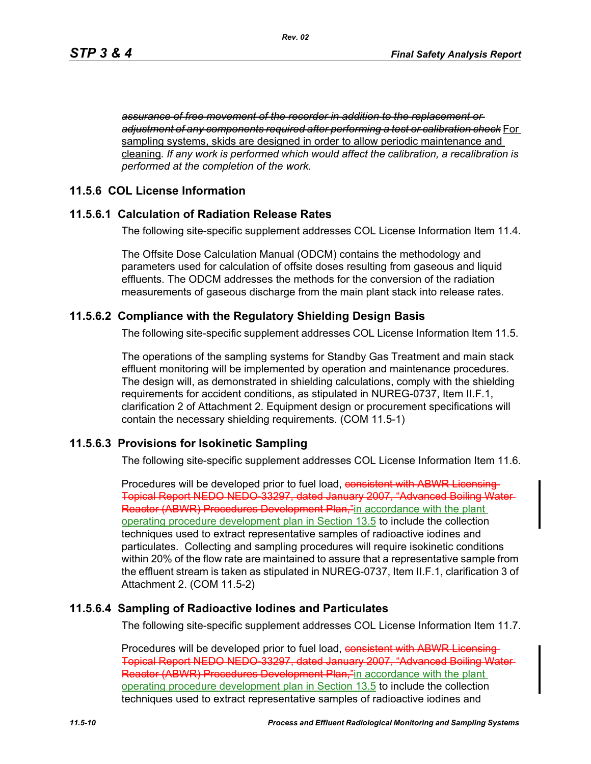~~*assurance of free movement of the recorder in addition to the replacement or adjustment of any components required after performing a test or calibration check*~~ For sampling systems, skids are designed in order to allow periodic maintenance and cleaning. *If any work is performed which would affect the calibration, a recalibration is performed at the completion of the work.*

## 11.5.6 COL License Information

### 11.5.6.1 Calculation of Radiation Release Rates

The following site-specific supplement addresses COL License Information Item 11.4.

The Offsite Dose Calculation Manual (ODCM) contains the methodology and parameters used for calculation of offsite doses resulting from gaseous and liquid effluents. The ODCM addresses the methods for the conversion of the radiation measurements of gaseous discharge from the main plant stack into release rates.

### 11.5.6.2 Compliance with the Regulatory Shielding Design Basis

The following site-specific supplement addresses COL License Information Item 11.5.

The operations of the sampling systems for Standby Gas Treatment and main stack effluent monitoring will be implemented by operation and maintenance procedures. The design will, as demonstrated in shielding calculations, comply with the shielding requirements for accident conditions, as stipulated in NUREG-0737, Item II.F.1, clarification 2 of Attachment 2. Equipment design or procurement specifications will contain the necessary shielding requirements. (COM 11.5-1)

### 11.5.6.3 Provisions for Isokinetic Sampling

The following site-specific supplement addresses COL License Information Item 11.6.

Procedures will be developed prior to fuel load, ~~consistent with ABWR Licensing Topical Report NEDO NEDO-33297, dated January 2007, "Advanced Boiling Water Reactor (ABWR) Procedures Development Plan,"~~in accordance with the plant operating procedure development plan in Section 13.5 to include the collection techniques used to extract representative samples of radioactive iodines and particulates. Collecting and sampling procedures will require isokinetic conditions within 20% of the flow rate are maintained to assure that a representative sample from the effluent stream is taken as stipulated in NUREG-0737, Item II.F.1, clarification 3 of Attachment 2. (COM 11.5-2)

### 11.5.6.4 Sampling of Radioactive Iodines and Particulates

The following site-specific supplement addresses COL License Information Item 11.7.

Procedures will be developed prior to fuel load, ~~consistent with ABWR Licensing Topical Report NEDO NEDO-33297, dated January 2007, "Advanced Boiling Water Reactor (ABWR) Procedures Development Plan,"~~in accordance with the plant operating procedure development plan in Section 13.5 to include the collection techniques used to extract representative samples of radioactive iodines and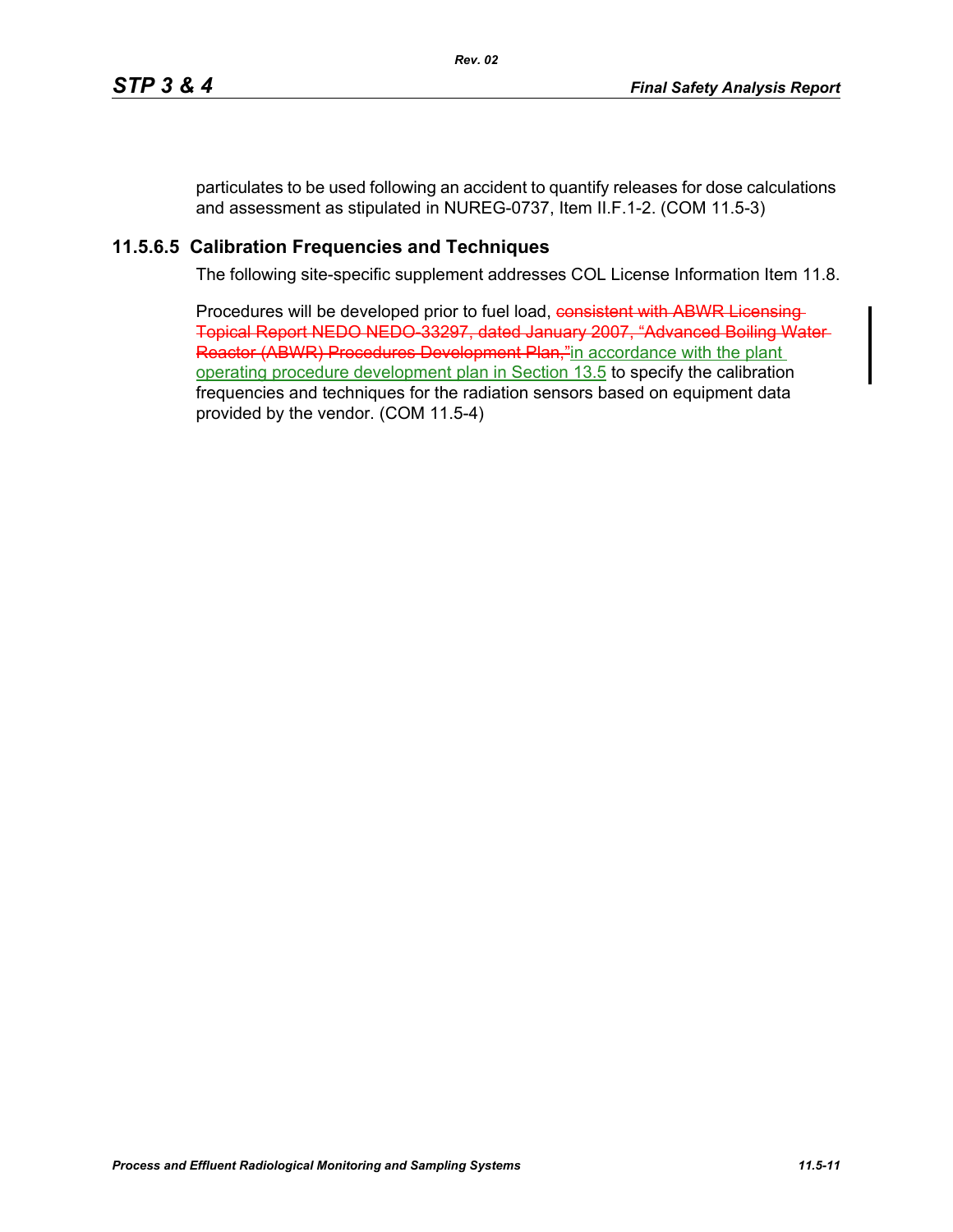particulates to be used following an accident to quantify releases for dose calculations and assessment as stipulated in NUREG-0737, Item II.F.1-2. (COM 11.5-3)

### 11.5.6.5 Calibration Frequencies and Techniques

The following site-specific supplement addresses COL License Information Item 11.8.

Procedures will be developed prior to fuel load, ~~consistent with ABWR Licensing Topical Report NEDO NEDO-33297, dated January 2007, "Advanced Boiling Water Reactor (ABWR) Procedures Development Plan,"~~in accordance with the plant operating procedure development plan in Section 13.5 to specify the calibration frequencies and techniques for the radiation sensors based on equipment data provided by the vendor. (COM 11.5-4)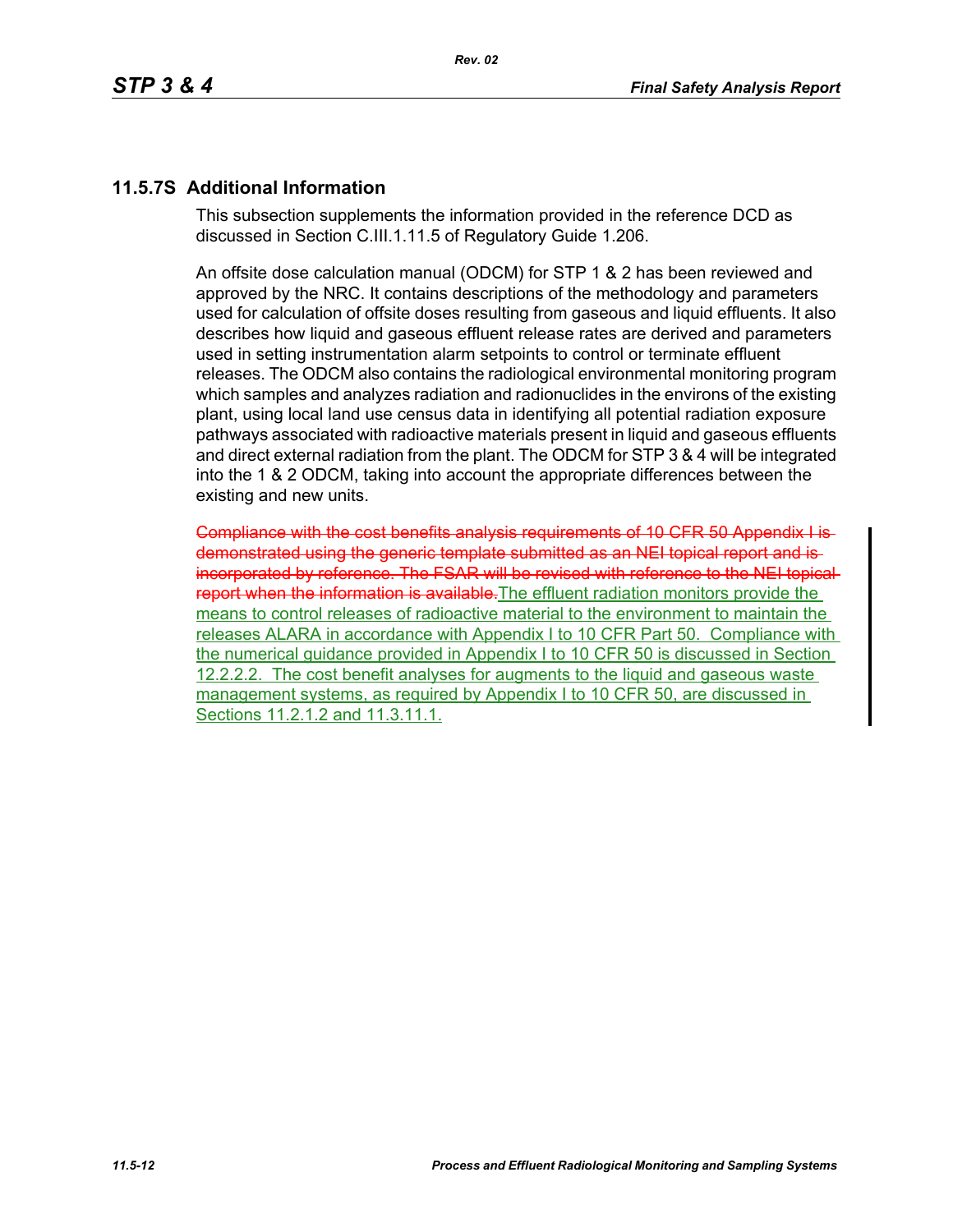## 11.5.7S Additional Information

This subsection supplements the information provided in the reference DCD as discussed in Section C.III.1.11.5 of Regulatory Guide 1.206.

An offsite dose calculation manual (ODCM) for STP 1 & 2 has been reviewed and approved by the NRC. It contains descriptions of the methodology and parameters used for calculation of offsite doses resulting from gaseous and liquid effluents. It also describes how liquid and gaseous effluent release rates are derived and parameters used in setting instrumentation alarm setpoints to control or terminate effluent releases. The ODCM also contains the radiological environmental monitoring program which samples and analyzes radiation and radionuclides in the environs of the existing plant, using local land use census data in identifying all potential radiation exposure pathways associated with radioactive materials present in liquid and gaseous effluents and direct external radiation from the plant. The ODCM for STP 3 & 4 will be integrated into the 1 & 2 ODCM, taking into account the appropriate differences between the existing and new units.

~~Compliance with the cost benefits analysis requirements of 10 CFR 50 Appendix I is demonstrated using the generic template submitted as an NEI topical report and is incorporated by reference. The FSAR will be revised with reference to the NEI topical report when the information is available.~~The effluent radiation monitors provide the means to control releases of radioactive material to the environment to maintain the releases ALARA in accordance with Appendix I to 10 CFR Part 50. Compliance with the numerical guidance provided in Appendix I to 10 CFR 50 is discussed in Section 12.2.2.2. The cost benefit analyses for augments to the liquid and gaseous waste management systems, as required by Appendix I to 10 CFR 50, are discussed in Sections 11.2.1.2 and 11.3.11.1.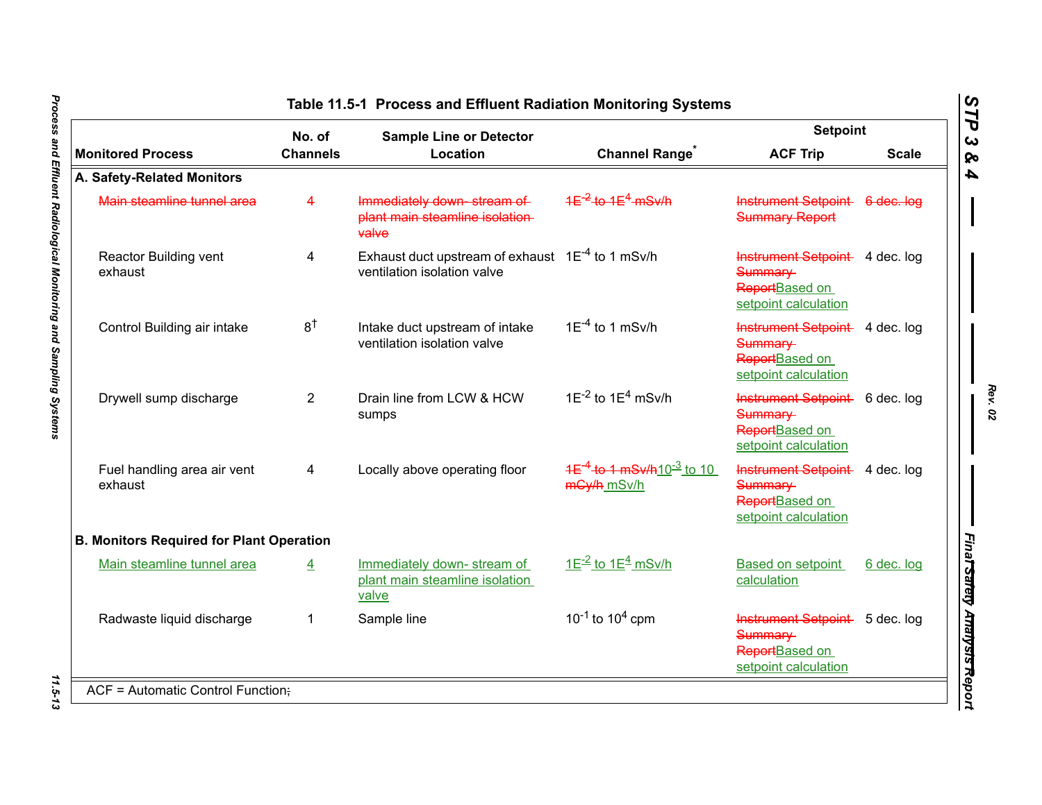**Table 11.5-1 Process and Effluent Radiation Monitoring Systems**

| Monitored Process | No. of Channels | Sample Line or Detector Location | Channel Range* | Setpoint ACF Trip | Setpoint Scale |
|---|---|---|---|---|---|
| **A. Safety-Related Monitors** | | | | | |
| ~~Main steamline tunnel area~~ | ~~4~~ | ~~Immediately down- stream of plant main steamline isolation valve~~ | ~~$1E^{-2}$ to $1E^{4}$ mSv/h~~ | ~~Instrument Setpoint Summary Report~~ | ~~6 dec. log~~ |
| Reactor Building vent exhaust | 4 | Exhaust duct upstream of exhaust ventilation isolation valve | $1E^{-4}$ to 1 mSv/h | ~~Instrument Setpoint Summary Report~~Based on setpoint calculation | 4 dec. log |
| Control Building air intake | 8† | Intake duct upstream of intake ventilation isolation valve | $1E^{-4}$ to 1 mSv/h | ~~Instrument Setpoint Summary Report~~Based on setpoint calculation | 4 dec. log |
| Drywell sump discharge | 2 | Drain line from LCW & HCW sumps | $1E^{-2}$ to $1E^{4}$ mSv/h | ~~Instrument Setpoint Summary Report~~Based on setpoint calculation | 6 dec. log |
| Fuel handling area air vent exhaust | 4 | Locally above operating floor | ~~$1E^{-4}$ to 1 mSv/h~~$10^{-3}$ to 10 ~~mGy/h~~ mSv/h | ~~Instrument Setpoint Summary Report~~Based on setpoint calculation | 4 dec. log |
| **B. Monitors Required for Plant Operation** | | | | | |
| Main steamline tunnel area | 4 | Immediately down- stream of plant main steamline isolation valve | $1E^{-2}$ to $1E^{4}$ mSv/h | Based on setpoint calculation | 6 dec. log |
| Radwaste liquid discharge | 1 | Sample line | $10^{-1}$ to $10^{4}$ cpm | ~~Instrument Setpoint Summary Report~~Based on setpoint calculation | 5 dec. log |

ACF = Automatic Control Function~~;~~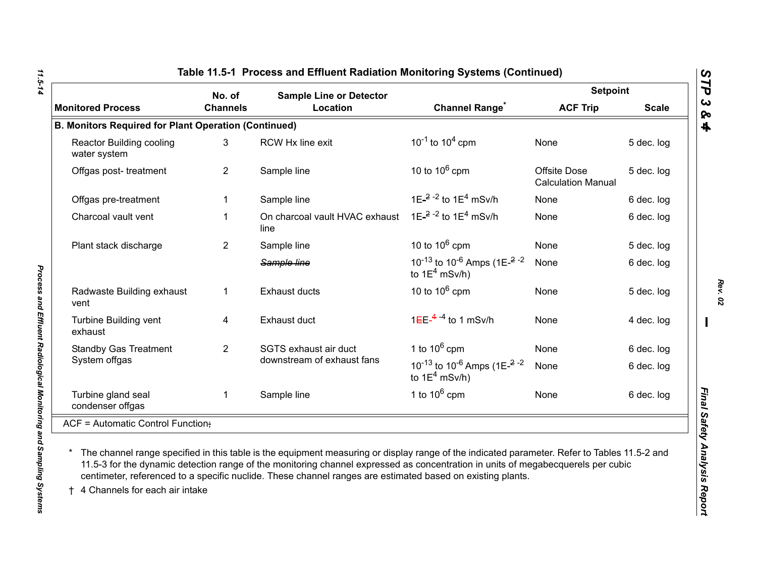## Table 11.5-1 Process and Effluent Radiation Monitoring Systems (Continued)

| Monitored Process | No. of Channels | Sample Line or Detector Location | Channel Range* | Setpoint ACF Trip | Setpoint Scale |
|---|---|---|---|---|---|
| **B. Monitors Required for Plant Operation (Continued)** | | | | | |
| Reactor Building cooling water system | 3 | RCW Hx line exit | $10^{-1}$ to $10^4$ cpm | None | 5 dec. log |
| Offgas post- treatment | 2 | Sample line | 10 to $10^6$ cpm | Offsite Dose Calculation Manual | 5 dec. log |
| Offgas pre-treatment | 1 | Sample line | 1E$^{-2}$ to 1E$^4$ mSv/h | None | 6 dec. log |
| Charcoal vault vent | 1 | On charcoal vault HVAC exhaust line | 1E$^{-2}$ to 1E$^4$ mSv/h | None | 6 dec. log |
| Plant stack discharge | 2 | Sample line | 10 to $10^6$ cpm | None | 5 dec. log |
| | | ~~Sample line~~ | $10^{-13}$ to $10^{-6}$ Amps (1E$^{-2}$ to 1E$^4$ mSv/h) | None | 6 dec. log |
| Radwaste Building exhaust vent | 1 | Exhaust ducts | 10 to $10^6$ cpm | None | 5 dec. log |
| Turbine Building vent exhaust | 4 | Exhaust duct | 1E$^{-4}$ to 1 mSv/h | None | 4 dec. log |
| Standby Gas Treatment System offgas | 2 | SGTS exhaust air duct downstream of exhaust fans | 1 to $10^6$ cpm | None | 6 dec. log |
| | | | $10^{-13}$ to $10^{-6}$ Amps (1E$^{-2}$ to 1E$^4$ mSv/h) | None | 6 dec. log |
| Turbine gland seal condenser offgas | 1 | Sample line | 1 to $10^6$ cpm | None | 6 dec. log |

ACF = Automatic Control Function

\* The channel range specified in this table is the equipment measuring or display range of the indicated parameter. Refer to Tables 11.5-2 and 11.5-3 for the dynamic detection range of the monitoring channel expressed as concentration in units of megabecquerels per cubic centimeter, referenced to a specific nuclide. These channel ranges are estimated based on existing plants.

† 4 Channels for each air intake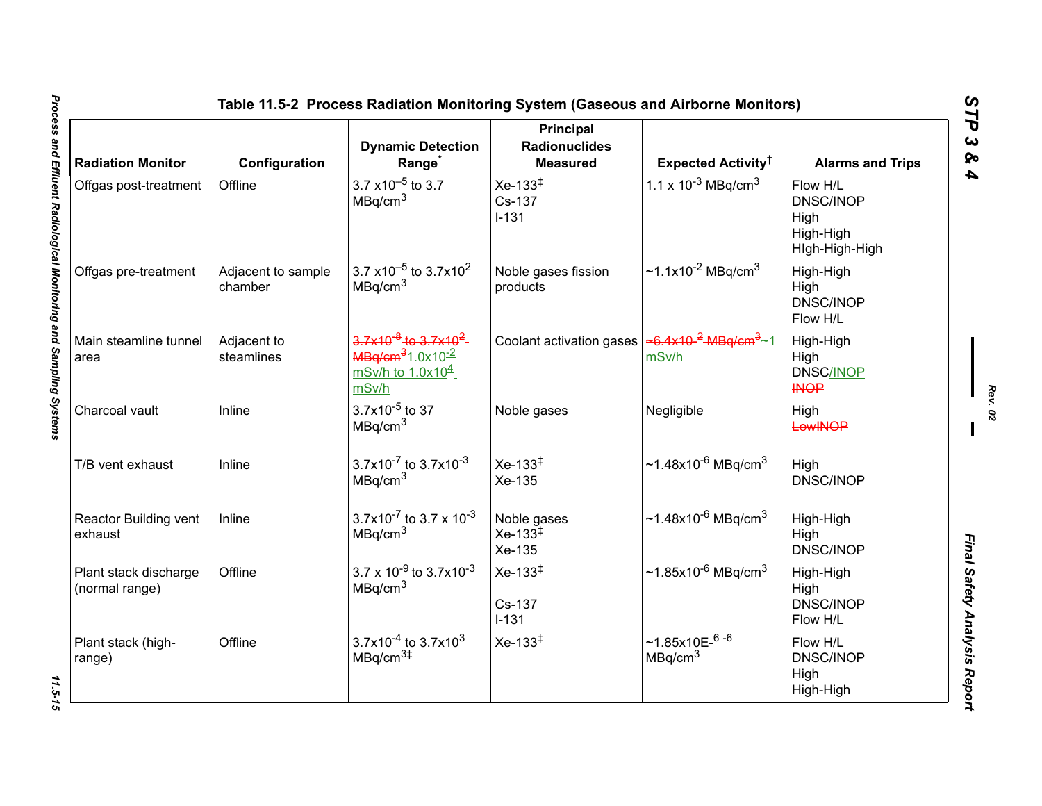Table 11.5-2 Process Radiation Monitoring System (Gaseous and Airborne Monitors)

| Radiation Monitor | Configuration | Dynamic Detection Range* | Principal Radionuclides Measured | Expected Activity† | Alarms and Trips |
|---|---|---|---|---|---|
| Offgas post-treatment | Offline | $3.7 \times 10^{-5}$ to 3.7 $MBq/cm^3$ | Xe-133‡<br>Cs-137<br>I-131 | $1.1 \times 10^{-3}$ $MBq/cm^3$ | Flow H/L<br>DNSC/INOP<br>High<br>High-High<br>HIgh-High-High |
| Offgas pre-treatment | Adjacent to sample chamber | $3.7 \times 10^{-5}$ to $3.7 \times 10^{2}$ $MBq/cm^3$ | Noble gases fission products | $\sim 1.1 \times 10^{-2}$ $MBq/cm^3$ | High-High<br>High<br>DNSC/INOP<br>Flow H/L |
| Main steamline tunnel area | Adjacent to steamlines | ~~$3.7 \times 10^{-8}$ to $3.7 \times 10^{-2}$ $MBq/cm^3$~~ $1.0 \times 10^{-2}$ mSv/h to $1.0 \times 10^{4}$ mSv/h | Coolant activation gases | ~~$\sim 6.4 \times 10^{-2}$ $MBq/cm^3$~~ ~1 mSv/h | High-High<br>High<br>DNSC/INOP<br>~~INOP~~ |
| Charcoal vault | Inline | $3.7 \times 10^{-5}$ to 37 $MBq/cm^3$ | Noble gases | Negligible | High<br>~~LowINOP~~ |
| T/B vent exhaust | Inline | $3.7 \times 10^{-7}$ to $3.7 \times 10^{-3}$ $MBq/cm^3$ | Xe-133‡<br>Xe-135 | $\sim 1.48 \times 10^{-6}$ $MBq/cm^3$ | High<br>DNSC/INOP |
| Reactor Building vent exhaust | Inline | $3.7 \times 10^{-7}$ to $3.7 \times 10^{-3}$ $MBq/cm^3$ | Noble gases<br>Xe-133‡<br>Xe-135 | $\sim 1.48 \times 10^{-6}$ $MBq/cm^3$ | High-High<br>High<br>DNSC/INOP |
| Plant stack discharge (normal range) | Offline | $3.7 \times 10^{-9}$ to $3.7 \times 10^{-3}$ $MBq/cm^3$ | Xe-133‡<br><br>Cs-137<br>I-131 | $\sim 1.85 \times 10^{-6}$ $MBq/cm^3$ | High-High<br>High<br>DNSC/INOP<br>Flow H/L |
| Plant stack (high-range) | Offline | $3.7 \times 10^{-4}$ to $3.7 \times 10^{3}$ $MBq/cm^3$‡ | Xe-133‡ | ~1.85x10E-~~6~~ -6 $MBq/cm^3$ | Flow H/L<br>DNSC/INOP<br>High<br>High-High |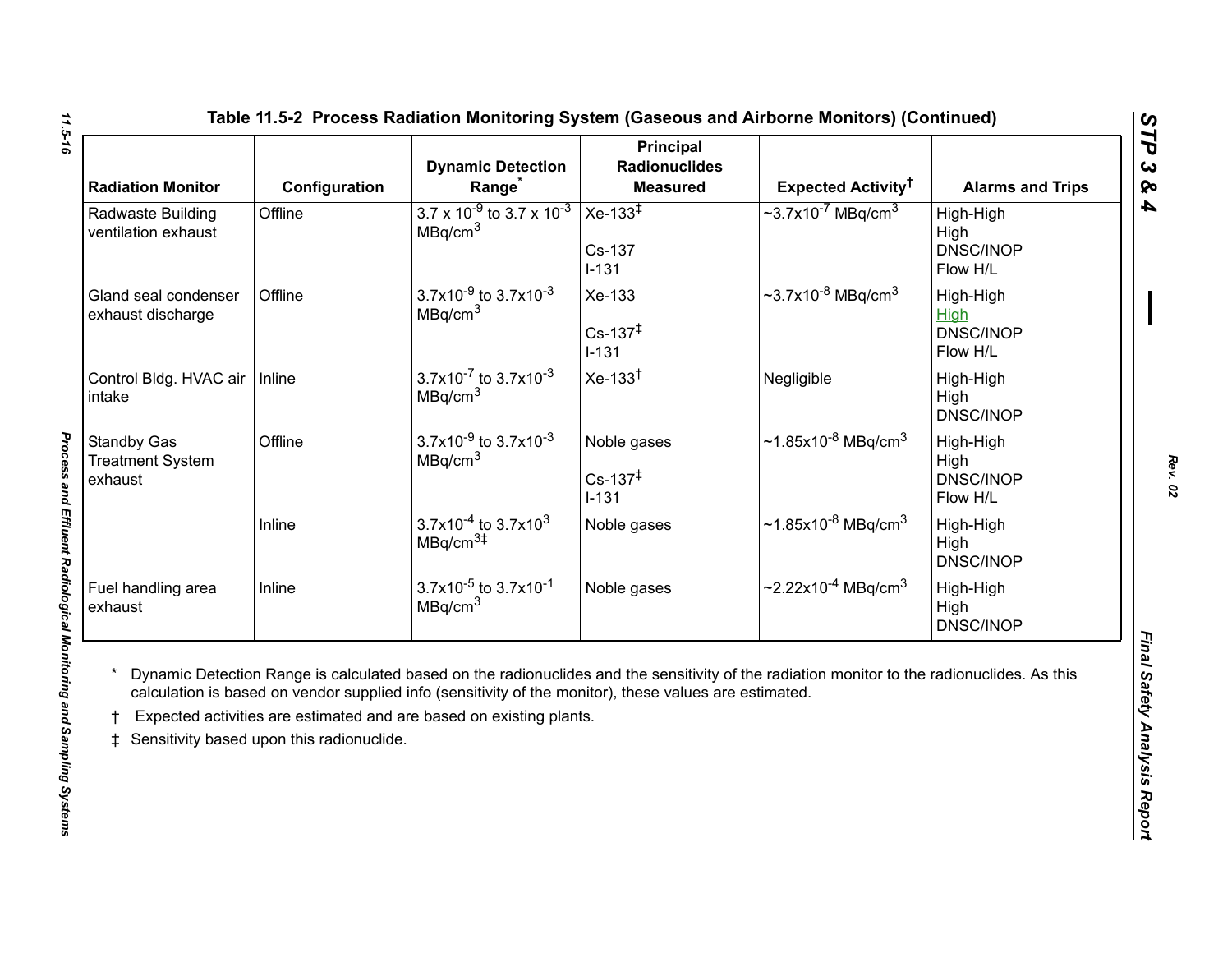## Table 11.5-2 Process Radiation Monitoring System (Gaseous and Airborne Monitors) (Continued)

| Radiation Monitor | Configuration | Dynamic Detection Range* | Principal Radionuclides Measured | Expected Activity† | Alarms and Trips |
|---|---|---|---|---|---|
| Radwaste Building ventilation exhaust | Offline | $3.7 \times 10^{-9}$ to $3.7 \times 10^{-3}$ $MBq/cm^3$ | Xe-133‡<br><br>Cs-137<br>I-131 | ~$3.7 \times 10^{-7}$ $MBq/cm^3$ | High-High<br>High<br>DNSC/INOP<br>Flow H/L |
| Gland seal condenser exhaust discharge | Offline | $3.7 \times 10^{-9}$ to $3.7 \times 10^{-3}$ $MBq/cm^3$ | Xe-133<br><br>Cs-137‡<br>I-131 | ~$3.7 \times 10^{-8}$ $MBq/cm^3$ | High-High<br>High<br>DNSC/INOP<br>Flow H/L |
| Control Bldg. HVAC air intake | Inline | $3.7 \times 10^{-7}$ to $3.7 \times 10^{-3}$ $MBq/cm^3$ | Xe-133† | Negligible | High-High<br>High<br>DNSC/INOP |
| Standby Gas Treatment System exhaust | Offline | $3.7 \times 10^{-9}$ to $3.7 \times 10^{-3}$ $MBq/cm^3$ | Noble gases<br><br>Cs-137‡<br>I-131 | ~$1.85 \times 10^{-8}$ $MBq/cm^3$ | High-High<br>High<br>DNSC/INOP<br>Flow H/L |
| | Inline | $3.7 \times 10^{-4}$ to $3.7 \times 10^{3}$ $MBq/cm^3$‡ | Noble gases | ~$1.85 \times 10^{-8}$ $MBq/cm^3$ | High-High<br>High<br>DNSC/INOP |
| Fuel handling area exhaust | Inline | $3.7 \times 10^{-5}$ to $3.7 \times 10^{-1}$ $MBq/cm^3$ | Noble gases | ~$2.22 \times 10^{-4}$ $MBq/cm^3$ | High-High<br>High<br>DNSC/INOP |

\* Dynamic Detection Range is calculated based on the radionuclides and the sensitivity of the radiation monitor to the radionuclides. As this calculation is based on vendor supplied info (sensitivity of the monitor), these values are estimated.

† Expected activities are estimated and are based on existing plants.

‡ Sensitivity based upon this radionuclide.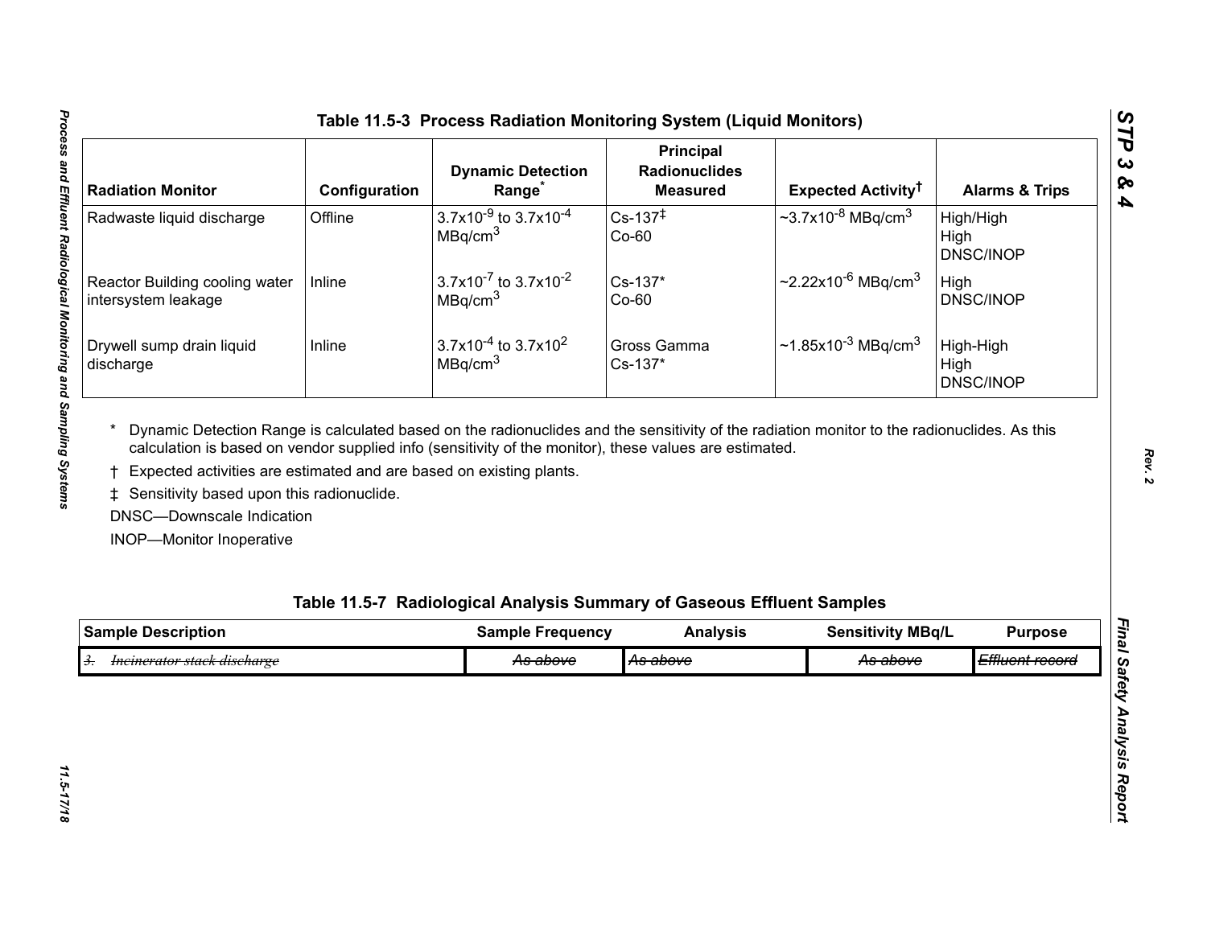## Table 11.5-3 Process Radiation Monitoring System (Liquid Monitors)

| Radiation Monitor | Configuration | Dynamic Detection Range* | Principal Radionuclides Measured | Expected Activity† | Alarms & Trips |
|---|---|---|---|---|---|
| Radwaste liquid discharge | Offline | $3.7x10^{-9}$ to $3.7x10^{-4}$ $MBq/cm^3$ | Cs-137‡<br>Co-60 | ~$3.7x10^{-8}$ $MBq/cm^3$ | High/High<br>High<br>DNSC/INOP |
| Reactor Building cooling water intersystem leakage | Inline | $3.7x10^{-7}$ to $3.7x10^{-2}$ $MBq/cm^3$ | Cs-137*<br>Co-60 | ~$2.22x10^{-6}$ $MBq/cm^3$ | High<br>DNSC/INOP |
| Drywell sump drain liquid discharge | Inline | $3.7x10^{-4}$ to $3.7x10^{2}$ $MBq/cm^3$ | Gross Gamma<br>Cs-137* | ~$1.85x10^{-3}$ $MBq/cm^3$ | High-High<br>High<br>DNSC/INOP |

\* Dynamic Detection Range is calculated based on the radionuclides and the sensitivity of the radiation monitor to the radionuclides. As this calculation is based on vendor supplied info (sensitivity of the monitor), these values are estimated.

† Expected activities are estimated and are based on existing plants.

‡ Sensitivity based upon this radionuclide.

DNSC—Downscale Indication

INOP—Monitor Inoperative

## Table 11.5-7 Radiological Analysis Summary of Gaseous Effluent Samples

| Sample Description | Sample Frequency | Analysis | Sensitivity MBq/L | Purpose |
|---|---|---|---|---|
| ~~3. Incinerator stack discharge~~ | ~~As above~~ | ~~As above~~ | ~~As above~~ | ~~Effluent record~~ |